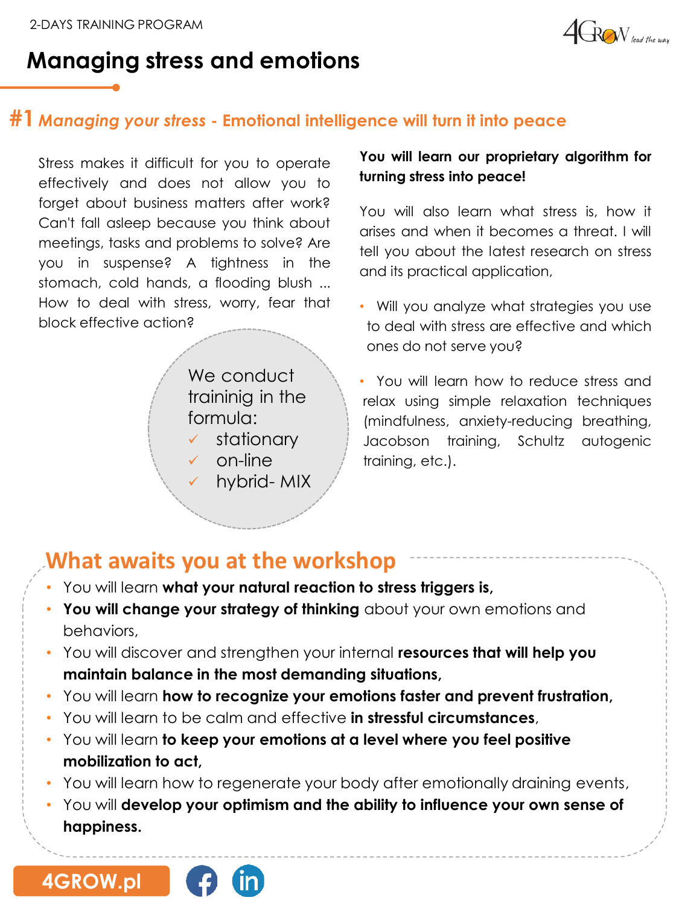2-DAYS TRAINING PROGRAM

# Managing stress and emotions

## #1 *Managing your stress* - Emotional intelligence will turn it into peace

Stress makes it difficult for you to operate effectively and does not allow you to forget about business matters after work? Can't fall asleep because you think about meetings, tasks and problems to solve? Are you in suspense? A tightness in the stomach, cold hands, a flooding blush ... How to deal with stress, worry, fear that block effective action?

We conduct traininig in the formula:

- ✓ stationary
- ✓ on-line
- ✓ hybrid- MIX

**You will learn our proprietary algorithm for turning stress into peace!**

You will also learn what stress is, how it arises and when it becomes a threat. I will tell you about the latest research on stress and its practical application,

- Will you analyze what strategies you use to deal with stress are effective and which ones do not serve you?
- You will learn how to reduce stress and relax using simple relaxation techniques (mindfulness, anxiety-reducing breathing, Jacobson training, Schultz autogenic training, etc.).

## What awaits you at the workshop

- You will learn **what your natural reaction to stress triggers is,**
- **You will change your strategy of thinking** about your own emotions and behaviors,
- You will discover and strengthen your internal **resources that will help you maintain balance in the most demanding situations,**
- You will learn **how to recognize your emotions faster and prevent frustration,**
- You will learn to be calm and effective **in stressful circumstances**,
- You will learn **to keep your emotions at a level where you feel positive mobilization to act,**
- You will learn how to regenerate your body after emotionally draining events,
- You will **develop your optimism and the ability to influence your own sense of happiness.**

4GROW.pl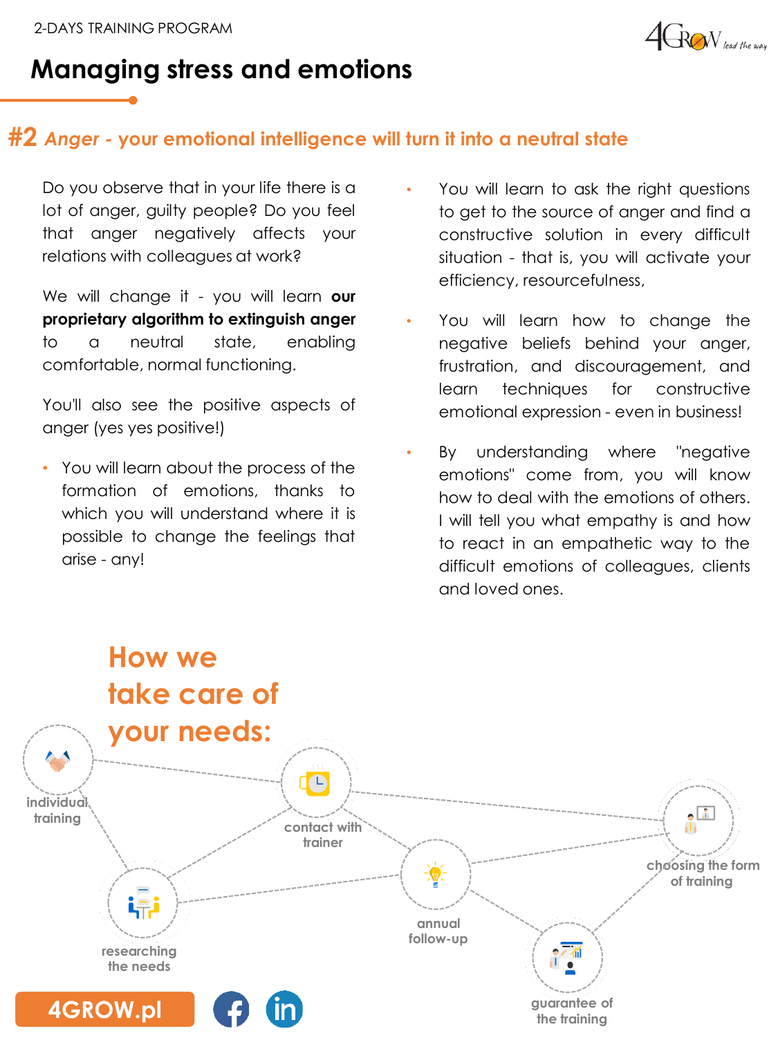2-DAYS TRAINING PROGRAM

# Managing stress and emotions

## #2 *Anger* - your emotional intelligence will turn it into a neutral state

Do you observe that in your life there is a lot of anger, guilty people? Do you feel that anger negatively affects your relations with colleagues at work?

We will change it - you will learn **our proprietary algorithm to extinguish anger** to a neutral state, enabling comfortable, normal functioning.

You'll also see the positive aspects of anger (yes yes positive!)

- You will learn about the process of the formation of emotions, thanks to which you will understand where it is possible to change the feelings that arise - any!
- You will learn to ask the right questions to get to the source of anger and find a constructive solution in every difficult situation - that is, you will activate your efficiency, resourcefulness,
- You will learn how to change the negative beliefs behind your anger, frustration, and discouragement, and learn techniques for constructive emotional expression - even in business!
- By understanding where "negative emotions" come from, you will know how to deal with the emotions of others. I will tell you what empathy is and how to react in an empathetic way to the difficult emotions of colleagues, clients and loved ones.

## How we take care of your needs:

- individual training
- contact with trainer
- choosing the form of training
- researching the needs
- annual follow-up
- guarantee of the training

4GROW.pl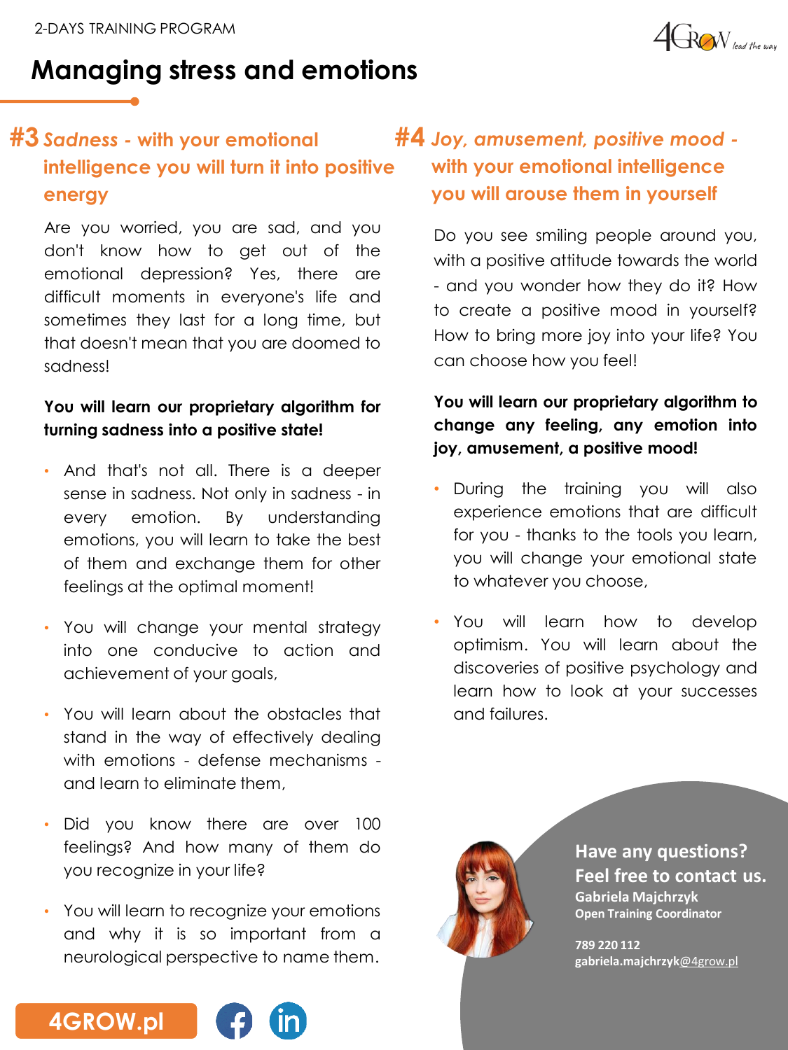2-DAYS TRAINING PROGRAM

# Managing stress and emotions

## #3 *Sadness - with your emotional intelligence you will turn it into positive energy*

Are you worried, you are sad, and you don't know how to get out of the emotional depression? Yes, there are difficult moments in everyone's life and sometimes they last for a long time, but that doesn't mean that you are doomed to sadness!

**You will learn our proprietary algorithm for turning sadness into a positive state!**

- And that's not all. There is a deeper sense in sadness. Not only in sadness - in every emotion. By understanding emotions, you will learn to take the best of them and exchange them for other feelings at the optimal moment!
- You will change your mental strategy into one conducive to action and achievement of your goals,
- You will learn about the obstacles that stand in the way of effectively dealing with emotions - defense mechanisms - and learn to eliminate them,
- Did you know there are over 100 feelings? And how many of them do you recognize in your life?
- You will learn to recognize your emotions and why it is so important from a neurological perspective to name them.

## #4 *Joy, amusement, positive mood - with your emotional intelligence you will arouse them in yourself*

Do you see smiling people around you, with a positive attitude towards the world - and you wonder how they do it? How to create a positive mood in yourself? How to bring more joy into your life? You can choose how you feel!

**You will learn our proprietary algorithm to change any feeling, any emotion into joy, amusement, a positive mood!**

- During the training you will also experience emotions that are difficult for you - thanks to the tools you learn, you will change your emotional state to whatever you choose,
- You will learn how to develop optimism. You will learn about the discoveries of positive psychology and learn how to look at your successes and failures.

**Have any questions?**
**Feel free to contact us.**

**Gabriela Majchrzyk**
**Open Training Coordinator**

**789 220 112**
**gabriela.majchrzyk@4grow.pl**

4GROW.pl